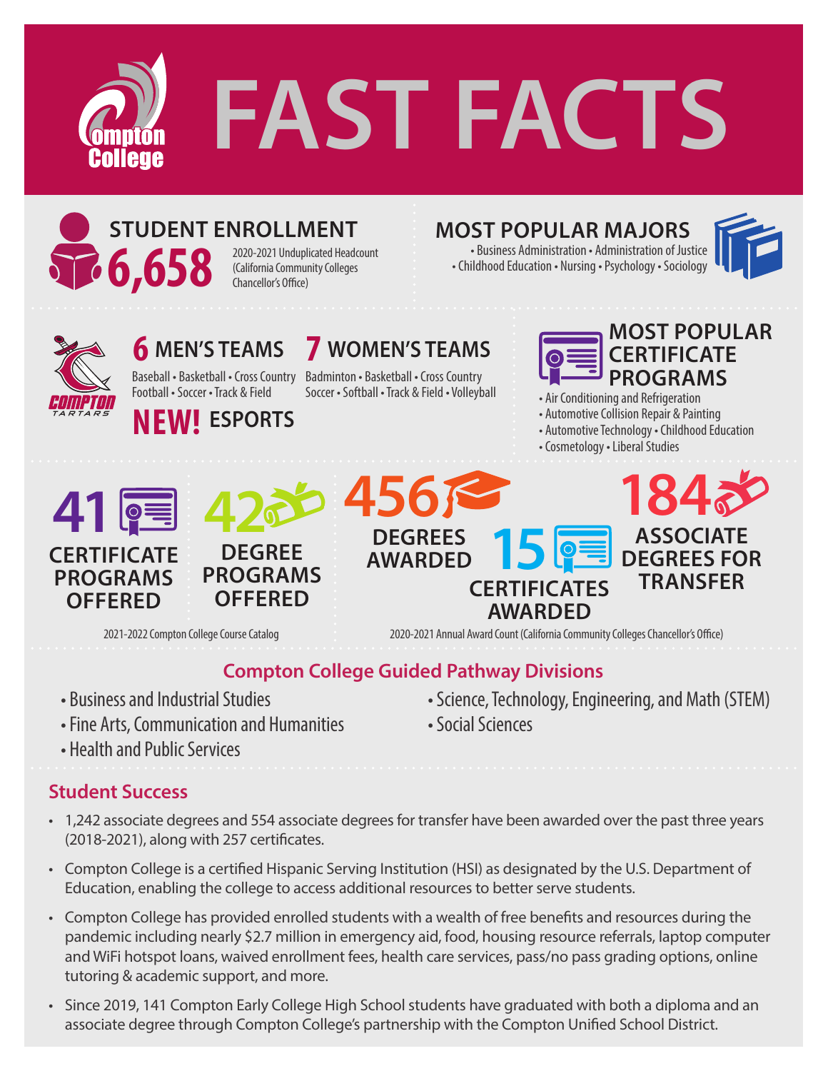# FAST FACTS

Compton College

## STUDENT ENROLLMENT

**6,658**

2020-2021 Unduplicated Headcount (California Community Colleges Chancellor's Office)

## MOST POPULAR MAJORS

• Business Administration • Administration of Justice • Childhood Education • Nursing • Psychology • Sociology

## 6 MEN'S TEAMS

Baseball • Basketball • Cross Country Football • Soccer • Track & Field

## 7 WOMEN'S TEAMS

Badminton • Basketball • Cross Country Soccer • Softball • Track & Field • Volleyball

**NEW! ESPORTS**

COMPTON TARTARS

## MOST POPULAR CERTIFICATE PROGRAMS

- Air Conditioning and Refrigeration
- Automotive Collision Repair & Painting
- Automotive Technology • Childhood Education
- Cosmetology • Liberal Studies

**41** CERTIFICATE PROGRAMS OFFERED

**42** DEGREE PROGRAMS OFFERED

2021-2022 Compton College Course Catalog

**456** DEGREES AWARDED

**15** CERTIFICATES AWARDED

**184** ASSOCIATE DEGREES FOR TRANSFER

2020-2021 Annual Award Count (California Community Colleges Chancellor's Office)

## Compton College Guided Pathway Divisions

- Business and Industrial Studies
- Fine Arts, Communication and Humanities
- Health and Public Services
- Science, Technology, Engineering, and Math (STEM)
- Social Sciences

## Student Success

- 1,242 associate degrees and 554 associate degrees for transfer have been awarded over the past three years (2018-2021), along with 257 certificates.
- Compton College is a certified Hispanic Serving Institution (HSI) as designated by the U.S. Department of Education, enabling the college to access additional resources to better serve students.
- Compton College has provided enrolled students with a wealth of free benefits and resources during the pandemic including nearly $2.7 million in emergency aid, food, housing resource referrals, laptop computer and WiFi hotspot loans, waived enrollment fees, health care services, pass/no pass grading options, online tutoring & academic support, and more.
- Since 2019, 141 Compton Early College High School students have graduated with both a diploma and an associate degree through Compton College's partnership with the Compton Unified School District.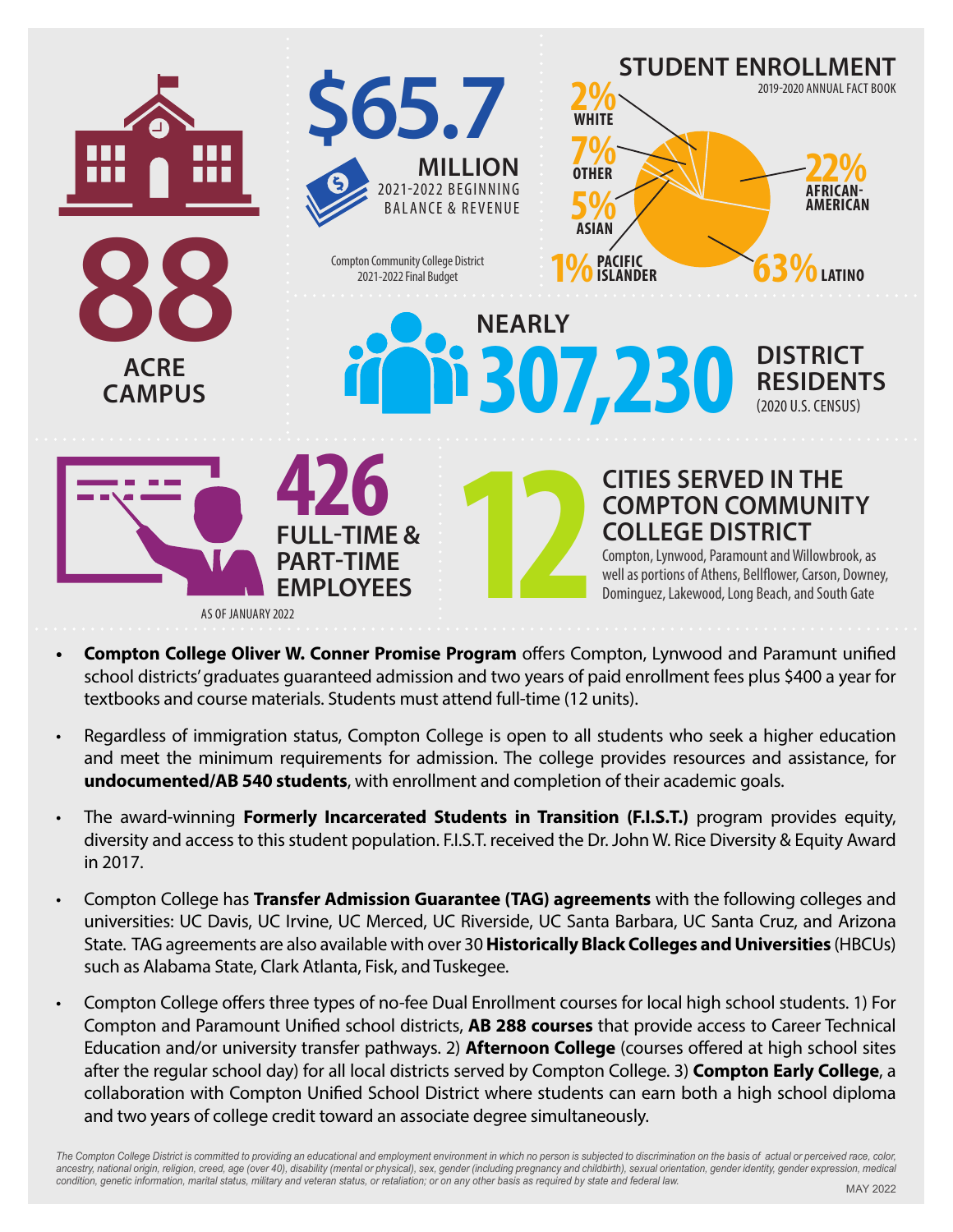**88**
**ACRE CAMPUS**

**$65.7 MILLION**
2021-2022 BEGINNING BALANCE & REVENUE

Compton Community College District 2021-2022 Final Budget

## STUDENT ENROLLMENT

2019-2020 ANNUAL FACT BOOK

2% WHITE
7% OTHER
5% ASIAN
1% PACIFIC ISLANDER
22% AFRICAN-AMERICAN
63% LATINO

NEARLY **307,230** DISTRICT RESIDENTS (2020 U.S. CENSUS)

**426** FULL-TIME & PART-TIME EMPLOYEES
AS OF JANUARY 2022

**12** CITIES SERVED IN THE COMPTON COMMUNITY COLLEGE DISTRICT

Compton, Lynwood, Paramount and Willowbrook, as well as portions of Athens, Bellflower, Carson, Downey, Dominguez, Lakewood, Long Beach, and South Gate

- **Compton College Oliver W. Conner Promise Program** offers Compton, Lynwood and Paramunt unified school districts' graduates guaranteed admission and two years of paid enrollment fees plus $400 a year for textbooks and course materials. Students must attend full-time (12 units).
- Regardless of immigration status, Compton College is open to all students who seek a higher education and meet the minimum requirements for admission. The college provides resources and assistance, for **undocumented/AB 540 students**, with enrollment and completion of their academic goals.
- The award-winning **Formerly Incarcerated Students in Transition (F.I.S.T.)** program provides equity, diversity and access to this student population. F.I.S.T. received the Dr. John W. Rice Diversity & Equity Award in 2017.
- Compton College has **Transfer Admission Guarantee (TAG) agreements** with the following colleges and universities: UC Davis, UC Irvine, UC Merced, UC Riverside, UC Santa Barbara, UC Santa Cruz, and Arizona State. TAG agreements are also available with over 30 **Historically Black Colleges and Universities** (HBCUs) such as Alabama State, Clark Atlanta, Fisk, and Tuskegee.
- Compton College offers three types of no-fee Dual Enrollment courses for local high school students. 1) For Compton and Paramount Unified school districts, **AB 288 courses** that provide access to Career Technical Education and/or university transfer pathways. 2) **Afternoon College** (courses offered at high school sites after the regular school day) for all local districts served by Compton College. 3) **Compton Early College**, a collaboration with Compton Unified School District where students can earn both a high school diploma and two years of college credit toward an associate degree simultaneously.

*The Compton College District is committed to providing an educational and employment environment in which no person is subjected to discrimination on the basis of actual or perceived race, color, ancestry, national origin, religion, creed, age (over 40), disability (mental or physical), sex, gender (including pregnancy and childbirth), sexual orientation, gender identity, gender expression, medical condition, genetic information, marital status, military and veteran status, or retaliation; or on any other basis as required by state and federal law.*

MAY 2022